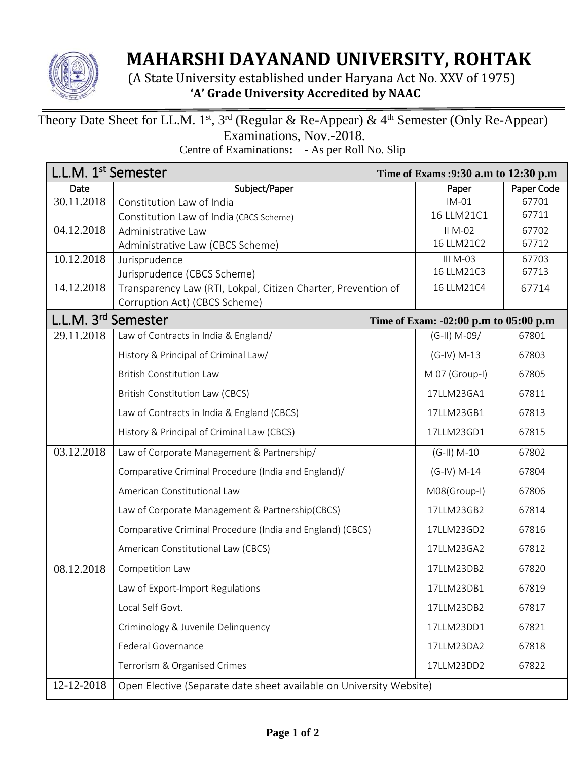# MAHARSHI DAYANAND UNIVERSITY, ROHTAK

(A State University established under Haryana Act No. XXV of 1975)

**'A' Grade University Accredited by NAAC**

Theory Date Sheet for LL.M. 1st, 3rd (Regular & Re-Appear) & 4th Semester (Only Re-Appear) Examinations, Nov.-2018.

Centre of Examinations**:** - As per Roll No. Slip

| L.L.M. 1st Semester | | **Time of Exams :9:30 a.m to 12:30 p.m** | |
|---|---|---|---|
| Date | Subject/Paper | Paper | Paper Code |
| 30.11.2018 | Constitution Law of India<br>Constitution Law of India (CBCS Scheme) | IM-01<br>16 LLM21C1 | 67701<br>67711 |
| 04.12.2018 | Administrative Law<br>Administrative Law (CBCS Scheme) | II M-02<br>16 LLM21C2 | 67702<br>67712 |
| 10.12.2018 | Jurisprudence<br>Jurisprudence (CBCS Scheme) | III M-03<br>16 LLM21C3 | 67703<br>67713 |
| 14.12.2018 | Transparency Law (RTI, Lokpal, Citizen Charter, Prevention of Corruption Act) (CBCS Scheme) | 16 LLM21C4 | 67714 |
| **L.L.M. 3rd Semester** | | **Time of Exam: -02:00 p.m to 05:00 p.m** | |
| 29.11.2018 | Law of Contracts in India & England/ | (G-II) M-09/ | 67801 |
| | History & Principal of Criminal Law/ | (G-IV) M-13 | 67803 |
| | British Constitution Law | M 07 (Group-I) | 67805 |
| | British Constitution Law (CBCS) | 17LLM23GA1 | 67811 |
| | Law of Contracts in India & England (CBCS) | 17LLM23GB1 | 67813 |
| | History & Principal of Criminal Law (CBCS) | 17LLM23GD1 | 67815 |
| 03.12.2018 | Law of Corporate Management & Partnership/ | (G-II) M-10 | 67802 |
| | Comparative Criminal Procedure (India and England)/ | (G-IV) M-14 | 67804 |
| | American Constitutional Law | M08(Group-I) | 67806 |
| | Law of Corporate Management & Partnership(CBCS) | 17LLM23GB2 | 67814 |
| | Comparative Criminal Procedure (India and England) (CBCS) | 17LLM23GD2 | 67816 |
| | American Constitutional Law (CBCS) | 17LLM23GA2 | 67812 |
| 08.12.2018 | Competition Law | 17LLM23DB2 | 67820 |
| | Law of Export-Import Regulations | 17LLM23DB1 | 67819 |
| | Local Self Govt. | 17LLM23DB2 | 67817 |
| | Criminology & Juvenile Delinquency | 17LLM23DD1 | 67821 |
| | Federal Governance | 17LLM23DA2 | 67818 |
| | Terrorism & Organised Crimes | 17LLM23DD2 | 67822 |
| 12-12-2018 | Open Elective (Separate date sheet available on University Website) | | |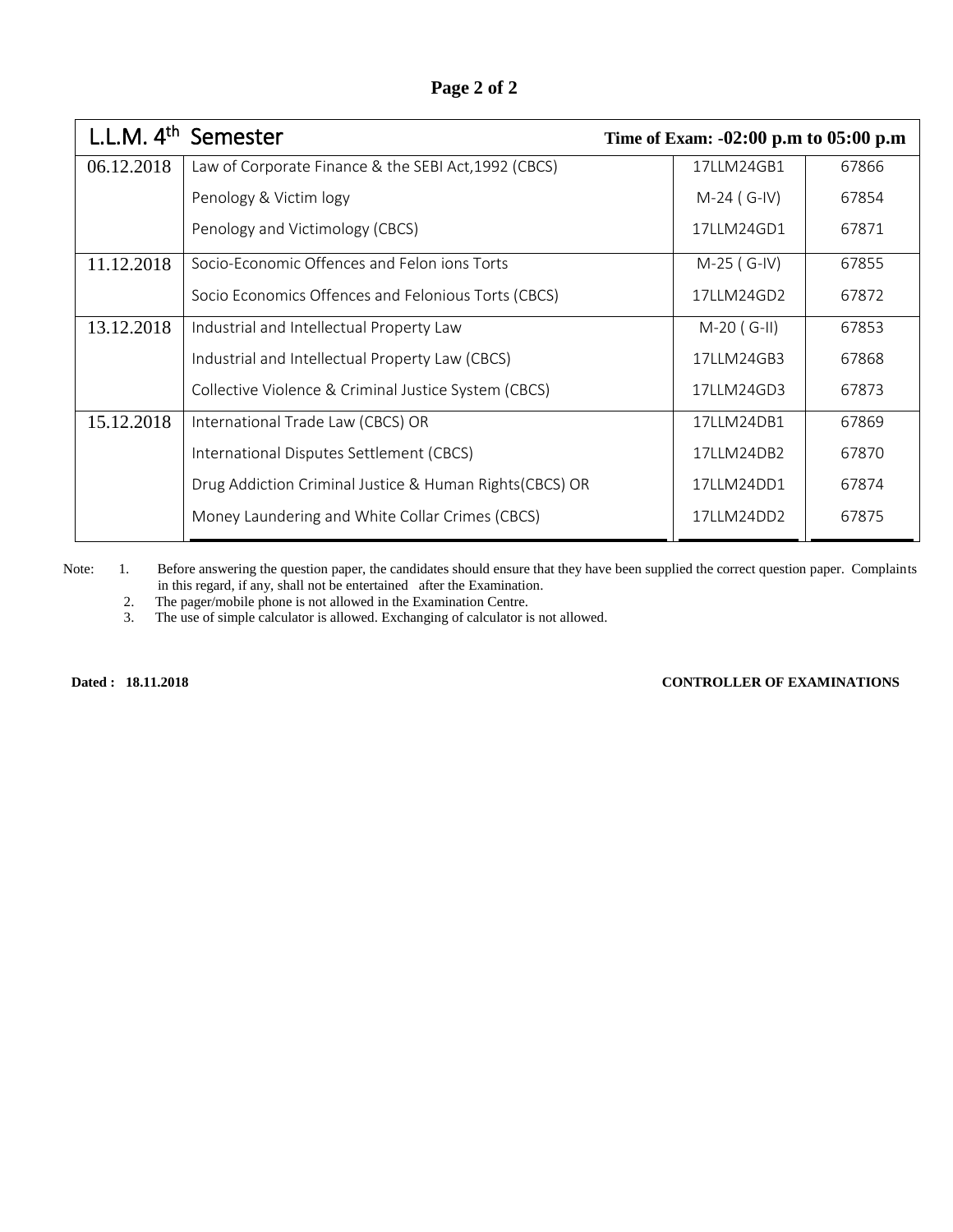| L.L.M. 4th Semester | | Time of Exam: -02:00 p.m to 05:00 p.m | |
|---|---|---|---|
| 06.12.2018 | Law of Corporate Finance & the SEBI Act,1992 (CBCS) | 17LLM24GB1 | 67866 |
| | Penology & Victim logy | M-24 ( G-IV) | 67854 |
| | Penology and Victimology (CBCS) | 17LLM24GD1 | 67871 |
| 11.12.2018 | Socio-Economic Offences and Felon ions Torts | M-25 ( G-IV) | 67855 |
| | Socio Economics Offences and Felonious Torts (CBCS) | 17LLM24GD2 | 67872 |
| 13.12.2018 | Industrial and Intellectual Property Law | M-20 ( G-II) | 67853 |
| | Industrial and Intellectual Property Law (CBCS) | 17LLM24GB3 | 67868 |
| | Collective Violence & Criminal Justice System (CBCS) | 17LLM24GD3 | 67873 |
| 15.12.2018 | International Trade Law (CBCS) OR | 17LLM24DB1 | 67869 |
| | International Disputes Settlement (CBCS) | 17LLM24DB2 | 67870 |
| | Drug Addiction Criminal Justice & Human Rights(CBCS) OR | 17LLM24DD1 | 67874 |
| | Money Laundering and White Collar Crimes (CBCS) | 17LLM24DD2 | 67875 |

Note:
1. Before answering the question paper, the candidates should ensure that they have been supplied the correct question paper. Complaints in this regard, if any, shall not be entertained after the Examination.
2. The pager/mobile phone is not allowed in the Examination Centre.
3. The use of simple calculator is allowed. Exchanging of calculator is not allowed.

**Dated : 18.11.2018**

**CONTROLLER OF EXAMINATIONS**